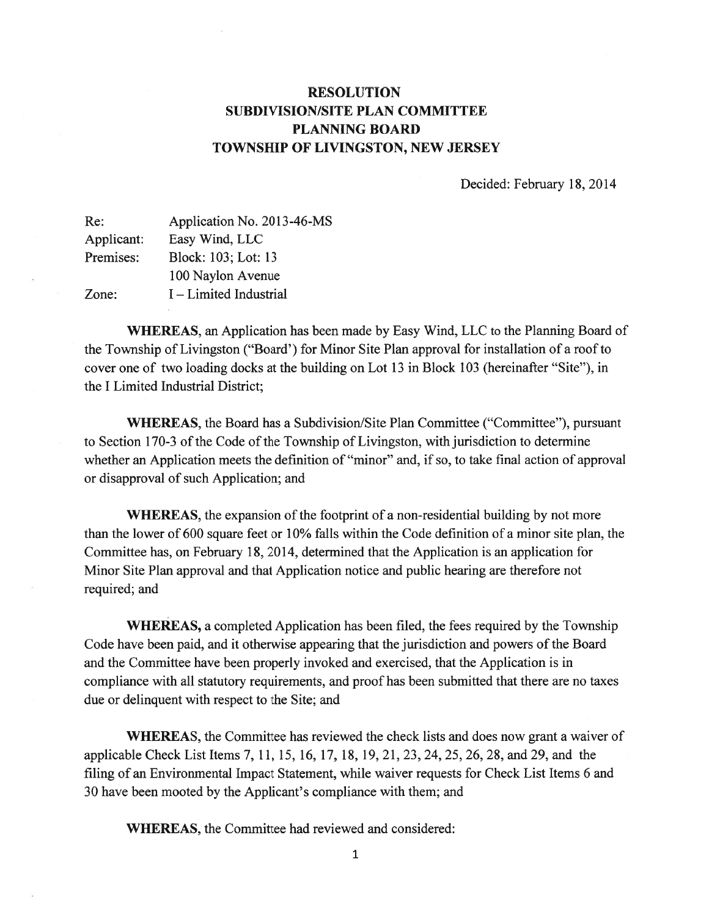# RESOLUTION
# SUBDIVISION/SITE PLAN COMMITTEE
# PLANNING BOARD
# TOWNSHIP OF LIVINGSTON, NEW JERSEY

Decided: February 18, 2014

| | |
|---|---|
| Re: | Application No. 2013-46-MS |
| Applicant: | Easy Wind, LLC |
| Premises: | Block: 103; Lot: 13 |
| | 100 Naylon Avenue |
| Zone: | I – Limited Industrial |

**WHEREAS**, an Application has been made by Easy Wind, LLC to the Planning Board of the Township of Livingston ("Board') for Minor Site Plan approval for installation of a roof to cover one of two loading docks at the building on Lot 13 in Block 103 (hereinafter "Site"), in the I Limited Industrial District;

**WHEREAS**, the Board has a Subdivision/Site Plan Committee ("Committee"), pursuant to Section 170-3 of the Code of the Township of Livingston, with jurisdiction to determine whether an Application meets the definition of "minor" and, if so, to take final action of approval or disapproval of such Application; and

**WHEREAS**, the expansion of the footprint of a non-residential building by not more than the lower of 600 square feet or 10% falls within the Code definition of a minor site plan, the Committee has, on February 18, 2014, determined that the Application is an application for Minor Site Plan approval and that Application notice and public hearing are therefore not required; and

**WHEREAS,** a completed Application has been filed, the fees required by the Township Code have been paid, and it otherwise appearing that the jurisdiction and powers of the Board and the Committee have been properly invoked and exercised, that the Application is in compliance with all statutory requirements, and proof has been submitted that there are no taxes due or delinquent with respect to the Site; and

**WHEREAS**, the Committee has reviewed the check lists and does now grant a waiver of applicable Check List Items 7, 11, 15, 16, 17, 18, 19, 21, 23, 24, 25, 26, 28, and 29, and the filing of an Environmental Impact Statement, while waiver requests for Check List Items 6 and 30 have been mooted by the Applicant's compliance with them; and

**WHEREAS**, the Committee had reviewed and considered: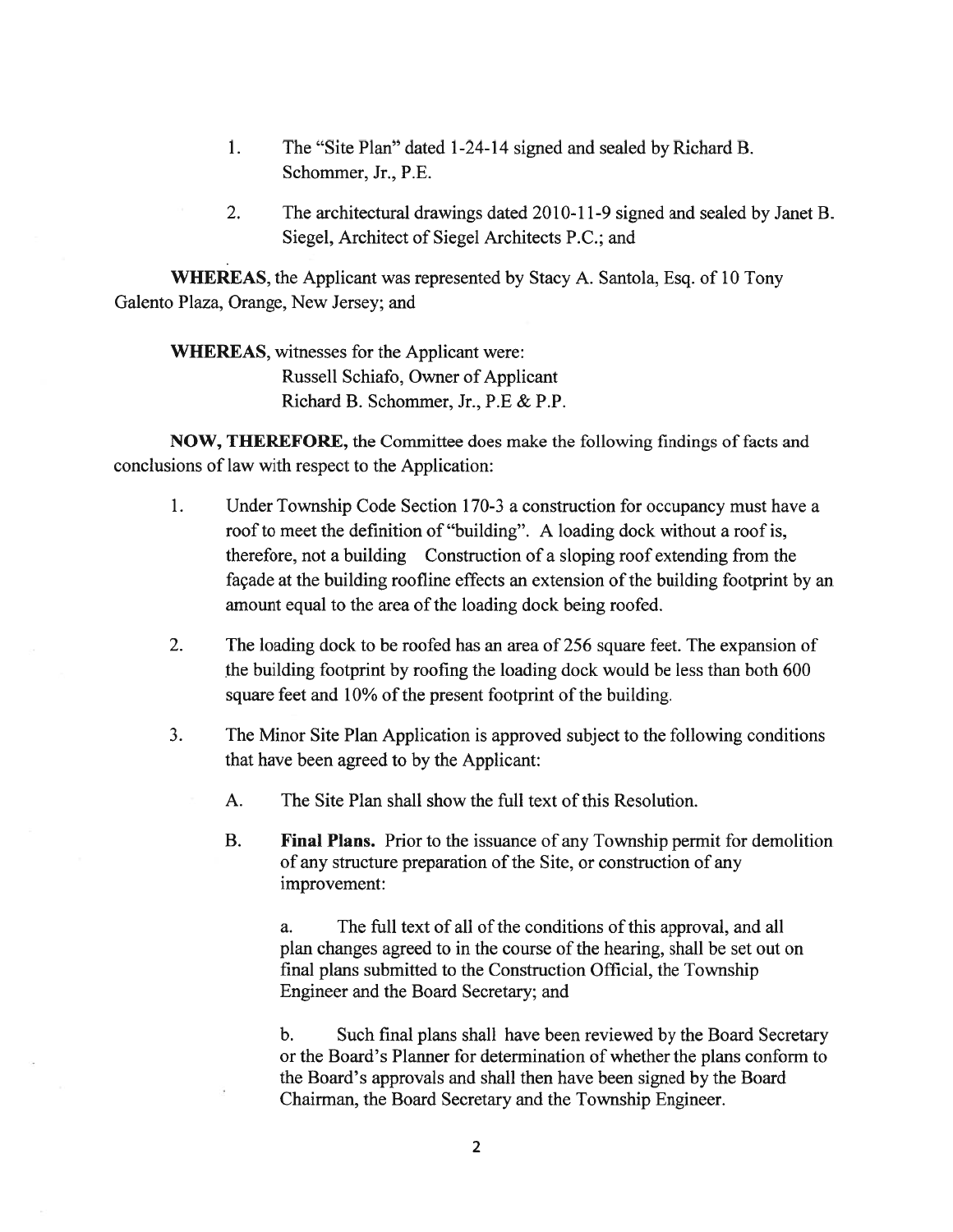1. The "Site Plan" dated 1-24-14 signed and sealed by Richard B. Schommer, Jr., P.E.

2. The architectural drawings dated 2010-11-9 signed and sealed by Janet B. Siegel, Architect of Siegel Architects P.C.; and

**WHEREAS,** the Applicant was represented by Stacy A. Santola, Esq. of 10 Tony Galento Plaza, Orange, New Jersey; and

**WHEREAS,** witnesses for the Applicant were:
Russell Schiafo, Owner of Applicant
Richard B. Schommer, Jr., P.E & P.P.

**NOW, THEREFORE,** the Committee does make the following findings of facts and conclusions of law with respect to the Application:

1. Under Township Code Section 170-3 a construction for occupancy must have a roof to meet the definition of "building". A loading dock without a roof is, therefore, not a building Construction of a sloping roof extending from the façade at the building roofline effects an extension of the building footprint by an amount equal to the area of the loading dock being roofed.

2. The loading dock to be roofed has an area of 256 square feet. The expansion of the building footprint by roofing the loading dock would be less than both 600 square feet and 10% of the present footprint of the building.

3. The Minor Site Plan Application is approved subject to the following conditions that have been agreed to by the Applicant:

   A. The Site Plan shall show the full text of this Resolution.

   B. **Final Plans.** Prior to the issuance of any Township permit for demolition of any structure preparation of the Site, or construction of any improvement:

      a. The full text of all of the conditions of this approval, and all plan changes agreed to in the course of the hearing, shall be set out on final plans submitted to the Construction Official, the Township Engineer and the Board Secretary; and

      b. Such final plans shall have been reviewed by the Board Secretary or the Board's Planner for determination of whether the plans conform to the Board's approvals and shall then have been signed by the Board Chairman, the Board Secretary and the Township Engineer.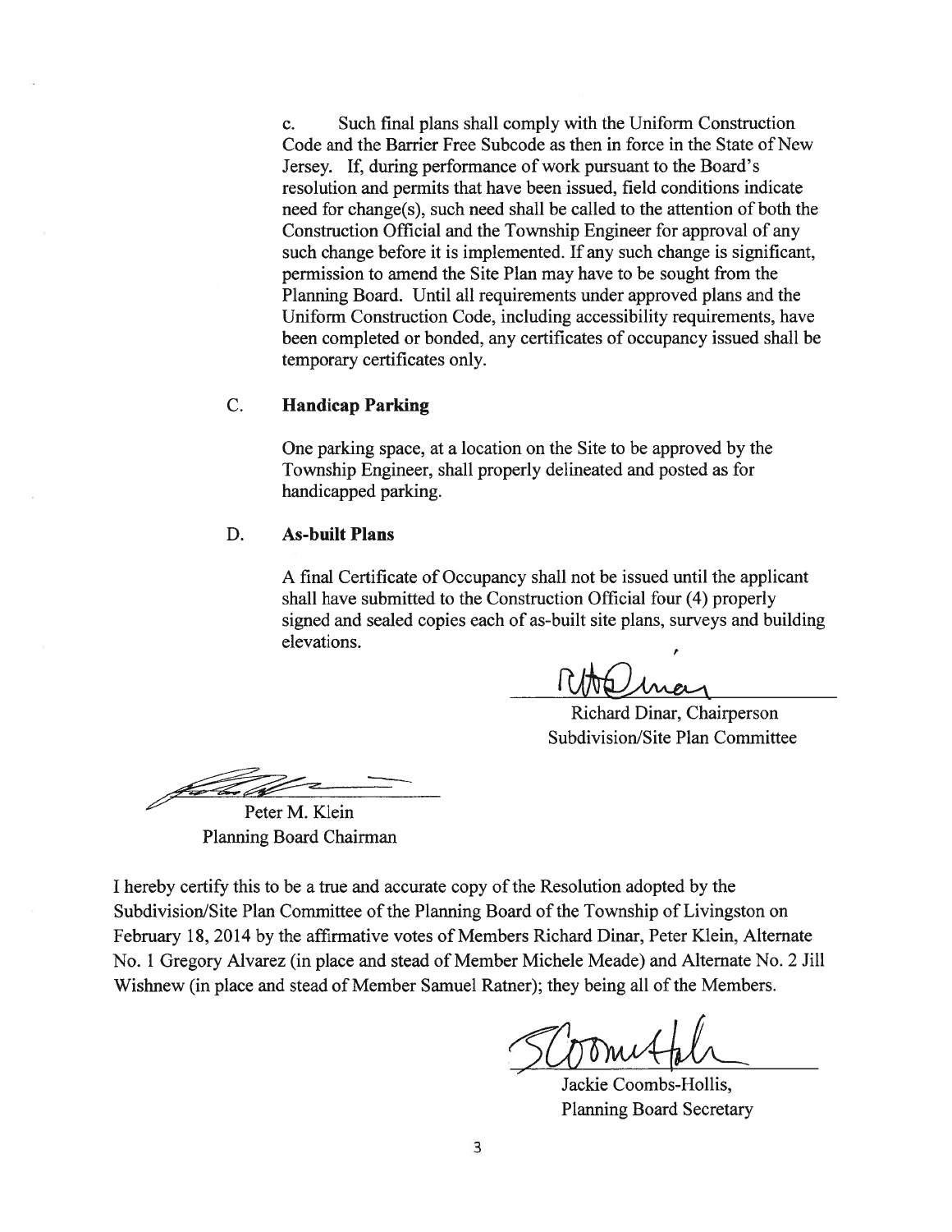c. Such final plans shall comply with the Uniform Construction Code and the Barrier Free Subcode as then in force in the State of New Jersey. If, during performance of work pursuant to the Board's resolution and permits that have been issued, field conditions indicate need for change(s), such need shall be called to the attention of both the Construction Official and the Township Engineer for approval of any such change before it is implemented. If any such change is significant, permission to amend the Site Plan may have to be sought from the Planning Board. Until all requirements under approved plans and the Uniform Construction Code, including accessibility requirements, have been completed or bonded, any certificates of occupancy issued shall be temporary certificates only.

C. **Handicap Parking**

One parking space, at a location on the Site to be approved by the Township Engineer, shall properly delineated and posted as for handicapped parking.

D. **As-built Plans**

A final Certificate of Occupancy shall not be issued until the applicant shall have submitted to the Construction Official four (4) properly signed and sealed copies each of as-built site plans, surveys and building elevations.

Richard Dinar, Chairperson
Subdivision/Site Plan Committee

Peter M. Klein
Planning Board Chairman

I hereby certify this to be a true and accurate copy of the Resolution adopted by the Subdivision/Site Plan Committee of the Planning Board of the Township of Livingston on February 18, 2014 by the affirmative votes of Members Richard Dinar, Peter Klein, Alternate No. 1 Gregory Alvarez (in place and stead of Member Michele Meade) and Alternate No. 2 Jill Wishnew (in place and stead of Member Samuel Ratner); they being all of the Members.

Jackie Coombs-Hollis,
Planning Board Secretary